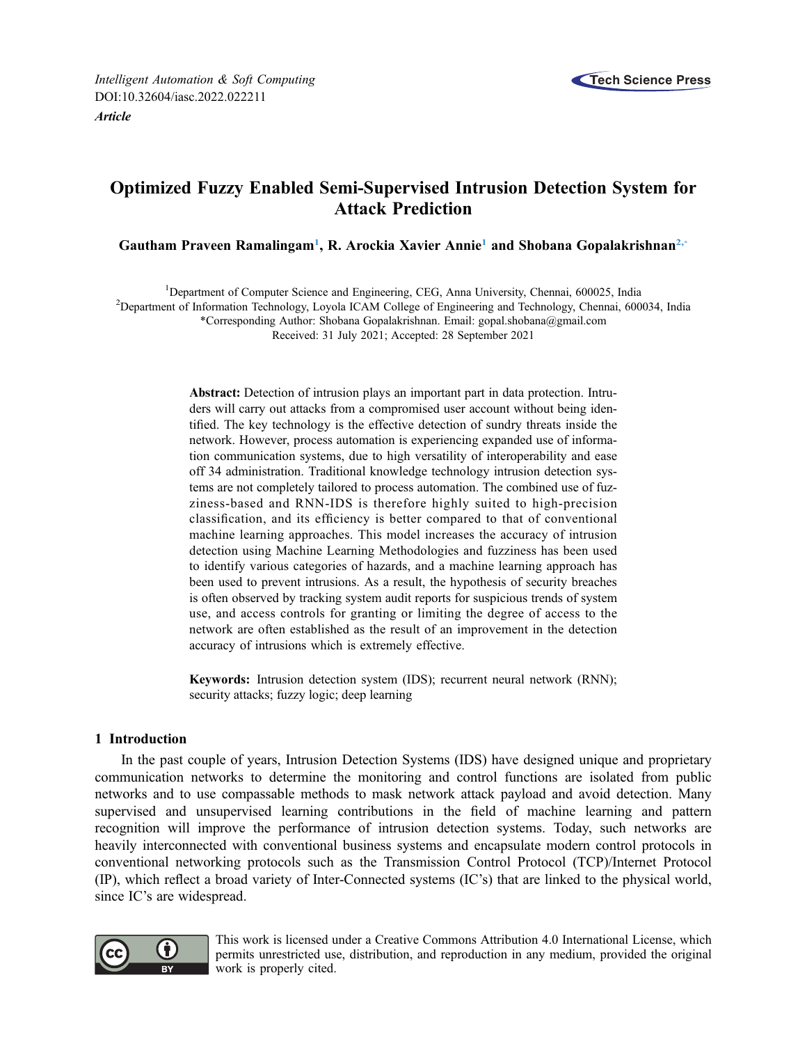*Intelligent Automation & Soft Computing*
DOI:10.32604/iasc.2022.022211
***Article***

# Optimized Fuzzy Enabled Semi-Supervised Intrusion Detection System for Attack Prediction

**Gautham Praveen Ramalingam[1], R. Arockia Xavier Annie[1] and Shobana Gopalakrishnan[2,*]**

[1]Department of Computer Science and Engineering, CEG, Anna University, Chennai, 600025, India
[2]Department of Information Technology, Loyola ICAM College of Engineering and Technology, Chennai, 600034, India
*Corresponding Author: Shobana Gopalakrishnan. Email: gopal.shobana@gmail.com
Received: 31 July 2021; Accepted: 28 September 2021

**Abstract:** Detection of intrusion plays an important part in data protection. Intruders will carry out attacks from a compromised user account without being identified. The key technology is the effective detection of sundry threats inside the network. However, process automation is experiencing expanded use of information communication systems, due to high versatility of interoperability and ease off 34 administration. Traditional knowledge technology intrusion detection systems are not completely tailored to process automation. The combined use of fuzziness-based and RNN-IDS is therefore highly suited to high-precision classification, and its efficiency is better compared to that of conventional machine learning approaches. This model increases the accuracy of intrusion detection using Machine Learning Methodologies and fuzziness has been used to identify various categories of hazards, and a machine learning approach has been used to prevent intrusions. As a result, the hypothesis of security breaches is often observed by tracking system audit reports for suspicious trends of system use, and access controls for granting or limiting the degree of access to the network are often established as the result of an improvement in the detection accuracy of intrusions which is extremely effective.

**Keywords:** Intrusion detection system (IDS); recurrent neural network (RNN); security attacks; fuzzy logic; deep learning

## 1 Introduction

In the past couple of years, Intrusion Detection Systems (IDS) have designed unique and proprietary communication networks to determine the monitoring and control functions are isolated from public networks and to use compassable methods to mask network attack payload and avoid detection. Many supervised and unsupervised learning contributions in the field of machine learning and pattern recognition will improve the performance of intrusion detection systems. Today, such networks are heavily interconnected with conventional business systems and encapsulate modern control protocols in conventional networking protocols such as the Transmission Control Protocol (TCP)/Internet Protocol (IP), which reflect a broad variety of Inter-Connected systems (IC's) that are linked to the physical world, since IC's are widespread.

This work is licensed under a Creative Commons Attribution 4.0 International License, which permits unrestricted use, distribution, and reproduction in any medium, provided the original work is properly cited.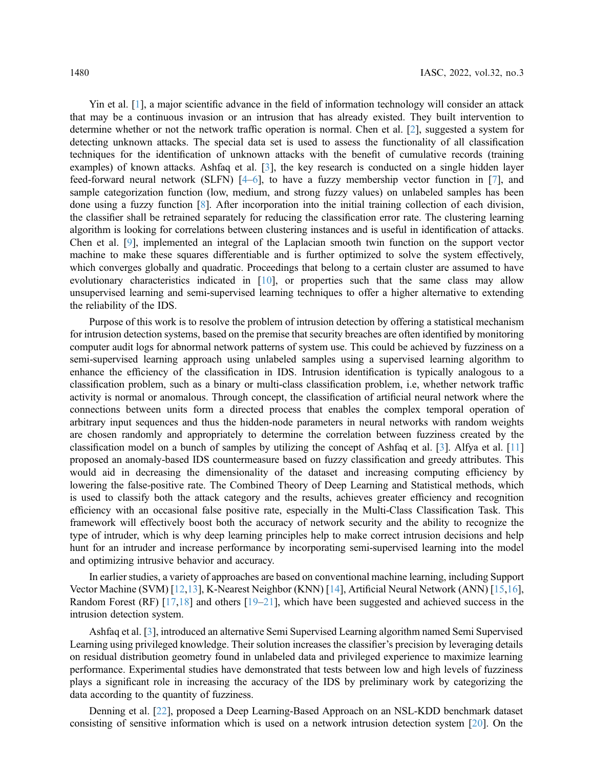Yin et al. [1], a major scientific advance in the field of information technology will consider an attack that may be a continuous invasion or an intrusion that has already existed. They built intervention to determine whether or not the network traffic operation is normal. Chen et al. [2], suggested a system for detecting unknown attacks. The special data set is used to assess the functionality of all classification techniques for the identification of unknown attacks with the benefit of cumulative records (training examples) of known attacks. Ashfaq et al. [3], the key research is conducted on a single hidden layer feed-forward neural network (SLFN) [4–6], to have a fuzzy membership vector function in [7], and sample categorization function (low, medium, and strong fuzzy values) on unlabeled samples has been done using a fuzzy function [8]. After incorporation into the initial training collection of each division, the classifier shall be retrained separately for reducing the classification error rate. The clustering learning algorithm is looking for correlations between clustering instances and is useful in identification of attacks. Chen et al. [9], implemented an integral of the Laplacian smooth twin function on the support vector machine to make these squares differentiable and is further optimized to solve the system effectively, which converges globally and quadratic. Proceedings that belong to a certain cluster are assumed to have evolutionary characteristics indicated in [10], or properties such that the same class may allow unsupervised learning and semi-supervised learning techniques to offer a higher alternative to extending the reliability of the IDS.

Purpose of this work is to resolve the problem of intrusion detection by offering a statistical mechanism for intrusion detection systems, based on the premise that security breaches are often identified by monitoring computer audit logs for abnormal network patterns of system use. This could be achieved by fuzziness on a semi-supervised learning approach using unlabeled samples using a supervised learning algorithm to enhance the efficiency of the classification in IDS. Intrusion identification is typically analogous to a classification problem, such as a binary or multi-class classification problem, i.e, whether network traffic activity is normal or anomalous. Through concept, the classification of artificial neural network where the connections between units form a directed process that enables the complex temporal operation of arbitrary input sequences and thus the hidden-node parameters in neural networks with random weights are chosen randomly and appropriately to determine the correlation between fuzziness created by the classification model on a bunch of samples by utilizing the concept of Ashfaq et al. [3]. Alfya et al. [11] proposed an anomaly-based IDS countermeasure based on fuzzy classification and greedy attributes. This would aid in decreasing the dimensionality of the dataset and increasing computing efficiency by lowering the false-positive rate. The Combined Theory of Deep Learning and Statistical methods, which is used to classify both the attack category and the results, achieves greater efficiency and recognition efficiency with an occasional false positive rate, especially in the Multi-Class Classification Task. This framework will effectively boost both the accuracy of network security and the ability to recognize the type of intruder, which is why deep learning principles help to make correct intrusion decisions and help hunt for an intruder and increase performance by incorporating semi-supervised learning into the model and optimizing intrusive behavior and accuracy.

In earlier studies, a variety of approaches are based on conventional machine learning, including Support Vector Machine (SVM) [12,13], K-Nearest Neighbor (KNN) [14], Artificial Neural Network (ANN) [15,16], Random Forest (RF) [17,18] and others [19–21], which have been suggested and achieved success in the intrusion detection system.

Ashfaq et al. [3], introduced an alternative Semi Supervised Learning algorithm named Semi Supervised Learning using privileged knowledge. Their solution increases the classifier's precision by leveraging details on residual distribution geometry found in unlabeled data and privileged experience to maximize learning performance. Experimental studies have demonstrated that tests between low and high levels of fuzziness plays a significant role in increasing the accuracy of the IDS by preliminary work by categorizing the data according to the quantity of fuzziness.

Denning et al. [22], proposed a Deep Learning-Based Approach on an NSL-KDD benchmark dataset consisting of sensitive information which is used on a network intrusion detection system [20]. On the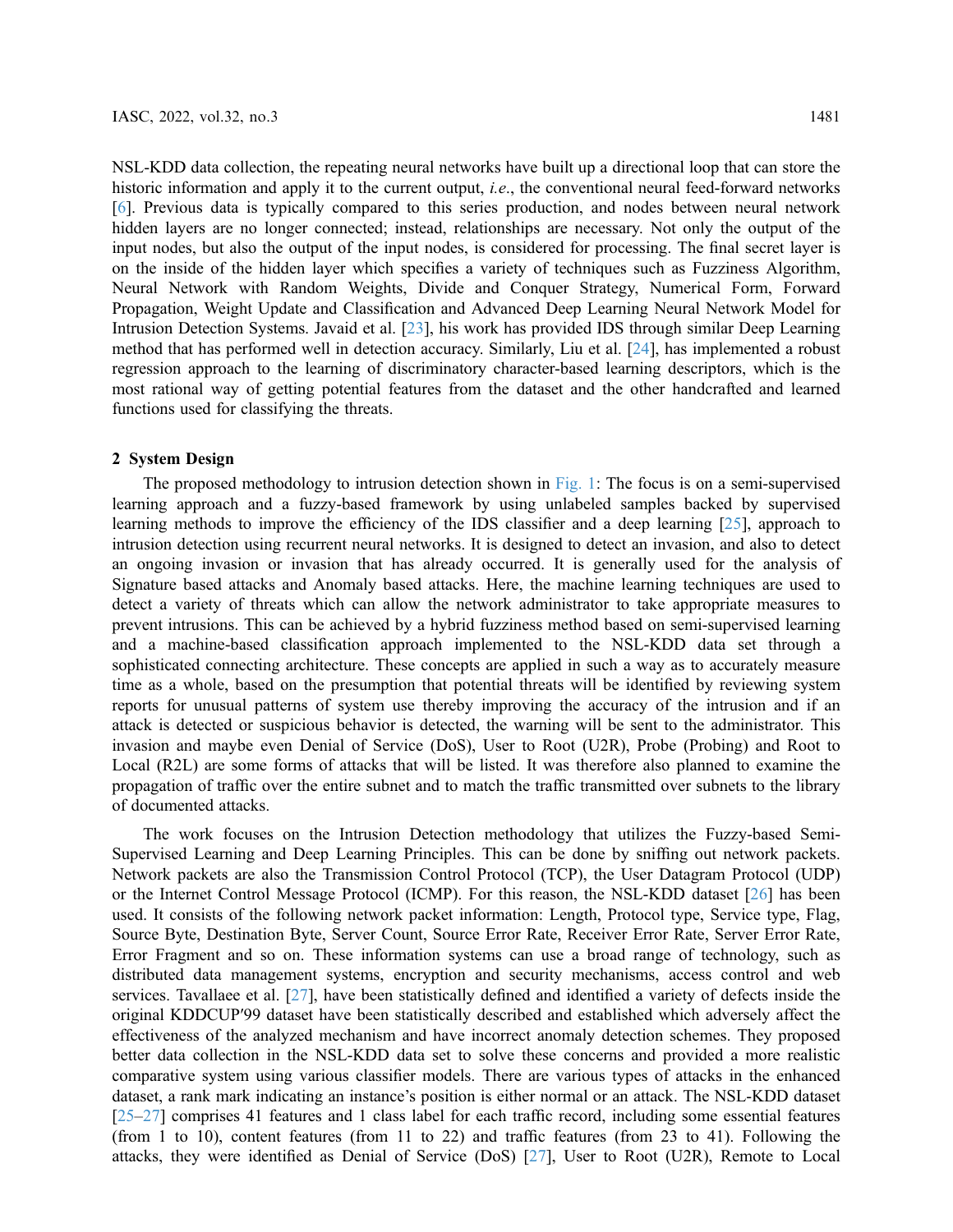NSL-KDD data collection, the repeating neural networks have built up a directional loop that can store the historic information and apply it to the current output, *i.e.*, the conventional neural feed-forward networks [6]. Previous data is typically compared to this series production, and nodes between neural network hidden layers are no longer connected; instead, relationships are necessary. Not only the output of the input nodes, but also the output of the input nodes, is considered for processing. The final secret layer is on the inside of the hidden layer which specifies a variety of techniques such as Fuzziness Algorithm, Neural Network with Random Weights, Divide and Conquer Strategy, Numerical Form, Forward Propagation, Weight Update and Classification and Advanced Deep Learning Neural Network Model for Intrusion Detection Systems. Javaid et al. [23], his work has provided IDS through similar Deep Learning method that has performed well in detection accuracy. Similarly, Liu et al. [24], has implemented a robust regression approach to the learning of discriminatory character-based learning descriptors, which is the most rational way of getting potential features from the dataset and the other handcrafted and learned functions used for classifying the threats.

## 2 System Design

The proposed methodology to intrusion detection shown in Fig. 1: The focus is on a semi-supervised learning approach and a fuzzy-based framework by using unlabeled samples backed by supervised learning methods to improve the efficiency of the IDS classifier and a deep learning [25], approach to intrusion detection using recurrent neural networks. It is designed to detect an invasion, and also to detect an ongoing invasion or invasion that has already occurred. It is generally used for the analysis of Signature based attacks and Anomaly based attacks. Here, the machine learning techniques are used to detect a variety of threats which can allow the network administrator to take appropriate measures to prevent intrusions. This can be achieved by a hybrid fuzziness method based on semi-supervised learning and a machine-based classification approach implemented to the NSL-KDD data set through a sophisticated connecting architecture. These concepts are applied in such a way as to accurately measure time as a whole, based on the presumption that potential threats will be identified by reviewing system reports for unusual patterns of system use thereby improving the accuracy of the intrusion and if an attack is detected or suspicious behavior is detected, the warning will be sent to the administrator. This invasion and maybe even Denial of Service (DoS), User to Root (U2R), Probe (Probing) and Root to Local (R2L) are some forms of attacks that will be listed. It was therefore also planned to examine the propagation of traffic over the entire subnet and to match the traffic transmitted over subnets to the library of documented attacks.

The work focuses on the Intrusion Detection methodology that utilizes the Fuzzy-based Semi-Supervised Learning and Deep Learning Principles. This can be done by sniffing out network packets. Network packets are also the Transmission Control Protocol (TCP), the User Datagram Protocol (UDP) or the Internet Control Message Protocol (ICMP). For this reason, the NSL-KDD dataset [26] has been used. It consists of the following network packet information: Length, Protocol type, Service type, Flag, Source Byte, Destination Byte, Server Count, Source Error Rate, Receiver Error Rate, Server Error Rate, Error Fragment and so on. These information systems can use a broad range of technology, such as distributed data management systems, encryption and security mechanisms, access control and web services. Tavallaee et al. [27], have been statistically defined and identified a variety of defects inside the original KDDCUP′99 dataset have been statistically described and established which adversely affect the effectiveness of the analyzed mechanism and have incorrect anomaly detection schemes. They proposed better data collection in the NSL-KDD data set to solve these concerns and provided a more realistic comparative system using various classifier models. There are various types of attacks in the enhanced dataset, a rank mark indicating an instance's position is either normal or an attack. The NSL-KDD dataset [25–27] comprises 41 features and 1 class label for each traffic record, including some essential features (from 1 to 10), content features (from 11 to 22) and traffic features (from 23 to 41). Following the attacks, they were identified as Denial of Service (DoS) [27], User to Root (U2R), Remote to Local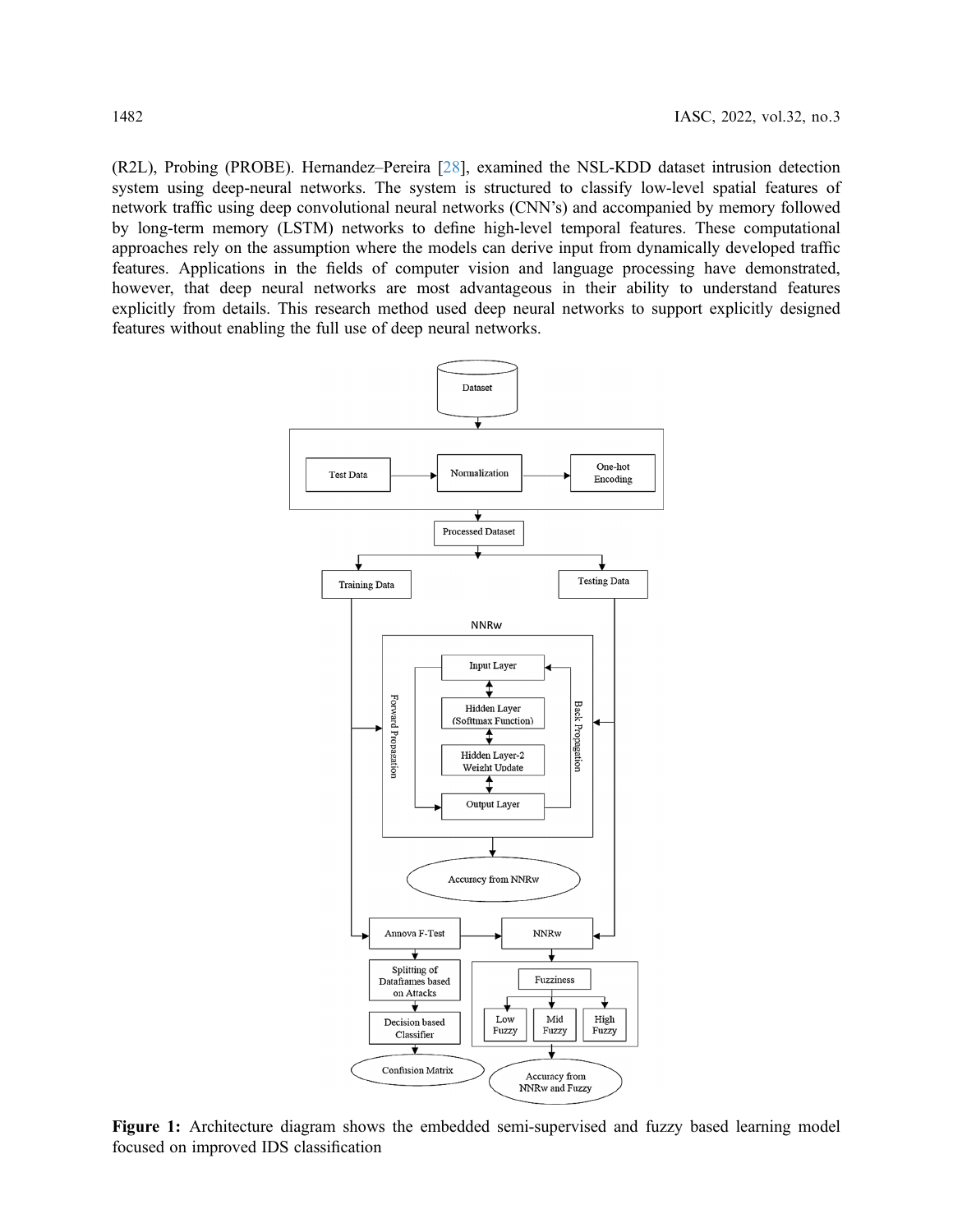(R2L), Probing (PROBE). Hernandez–Pereira [28], examined the NSL-KDD dataset intrusion detection system using deep-neural networks. The system is structured to classify low-level spatial features of network traffic using deep convolutional neural networks (CNN's) and accompanied by memory followed by long-term memory (LSTM) networks to define high-level temporal features. These computational approaches rely on the assumption where the models can derive input from dynamically developed traffic features. Applications in the fields of computer vision and language processing have demonstrated, however, that deep neural networks are most advantageous in their ability to understand features explicitly from details. This research method used deep neural networks to support explicitly designed features without enabling the full use of deep neural networks.

Dataset

Test Data

Normalization

One-hot Encoding

Processed Dataset

Training Data

Testing Data

NNRw

Input Layer

Hidden Layer (Softmax Function)

Hidden Layer-2 Weight Update

Output Layer

Forward Propagation

Back Propagation

Accuracy from NNRw

Annova F-Test

NNRw

Splitting of Dataframes based on Attacks

Decision based Classifier

Confusion Matrix

Fuzziness

Low Fuzzy

Mid Fuzzy

High Fuzzy

Accuracy from NNRw and Fuzzy

**Figure 1:** Architecture diagram shows the embedded semi-supervised and fuzzy based learning model focused on improved IDS classification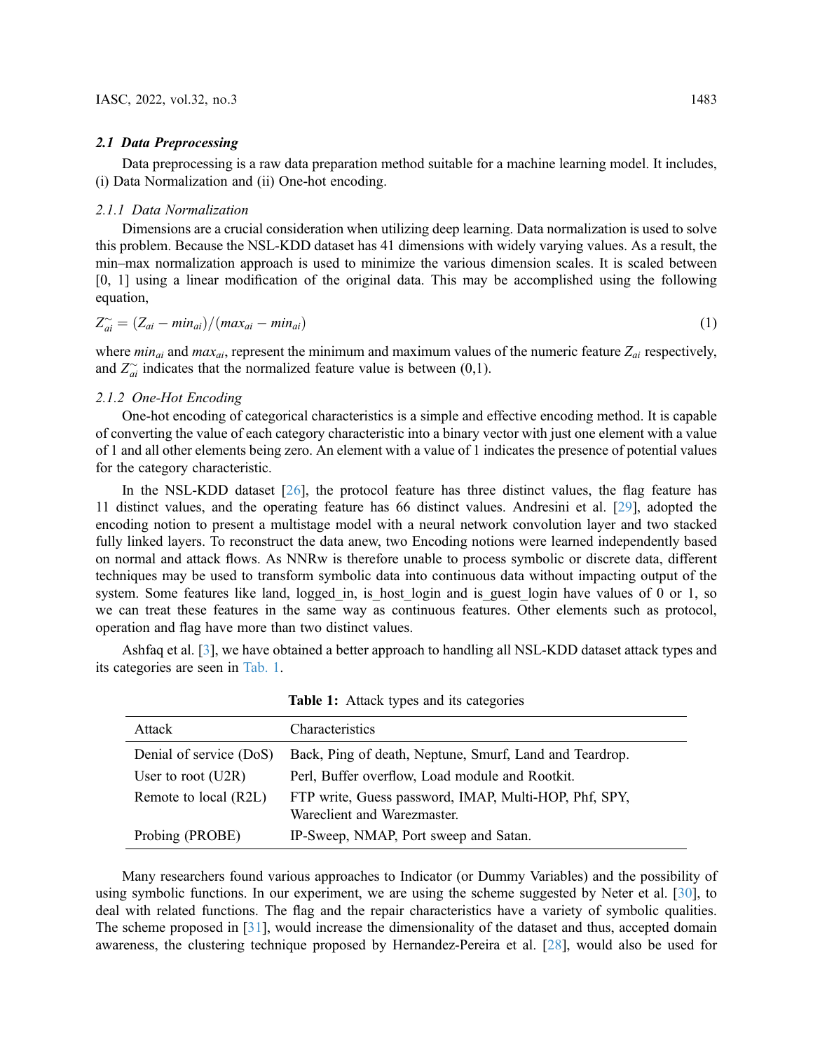### 2.1 *Data Preprocessing*

Data preprocessing is a raw data preparation method suitable for a machine learning model. It includes, (i) Data Normalization and (ii) One-hot encoding.

#### 2.1.1 *Data Normalization*

Dimensions are a crucial consideration when utilizing deep learning. Data normalization is used to solve this problem. Because the NSL-KDD dataset has 41 dimensions with widely varying values. As a result, the min–max normalization approach is used to minimize the various dimension scales. It is scaled between [0, 1] using a linear modification of the original data. This may be accomplished using the following equation,

$$Z_{ai}^{\sim} = (Z_{ai} - min_{ai})/(max_{ai} - min_{ai}) \tag{1}$$

where $min_{ai}$ and $max_{ai}$, represent the minimum and maximum values of the numeric feature $Z_{ai}$ respectively, and $Z_{ai}^{\sim}$ indicates that the normalized feature value is between (0,1).

#### 2.1.2 *One-Hot Encoding*

One-hot encoding of categorical characteristics is a simple and effective encoding method. It is capable of converting the value of each category characteristic into a binary vector with just one element with a value of 1 and all other elements being zero. An element with a value of 1 indicates the presence of potential values for the category characteristic.

In the NSL-KDD dataset [26], the protocol feature has three distinct values, the flag feature has 11 distinct values, and the operating feature has 66 distinct values. Andresini et al. [29], adopted the encoding notion to present a multistage model with a neural network convolution layer and two stacked fully linked layers. To reconstruct the data anew, two Encoding notions were learned independently based on normal and attack flows. As NNRw is therefore unable to process symbolic or discrete data, different techniques may be used to transform symbolic data into continuous data without impacting output of the system. Some features like land, logged_in, is_host_login and is_guest_login have values of 0 or 1, so we can treat these features in the same way as continuous features. Other elements such as protocol, operation and flag have more than two distinct values.

Ashfaq et al. [3], we have obtained a better approach to handling all NSL-KDD dataset attack types and its categories are seen in Tab. 1.

**Table 1:** Attack types and its categories

| Attack | Characteristics |
|---|---|
| Denial of service (DoS) | Back, Ping of death, Neptune, Smurf, Land and Teardrop. |
| User to root (U2R) | Perl, Buffer overflow, Load module and Rootkit. |
| Remote to local (R2L) | FTP write, Guess password, IMAP, Multi-HOP, Phf, SPY, Wareclient and Warezmaster. |
| Probing (PROBE) | IP-Sweep, NMAP, Port sweep and Satan. |

Many researchers found various approaches to Indicator (or Dummy Variables) and the possibility of using symbolic functions. In our experiment, we are using the scheme suggested by Neter et al. [30], to deal with related functions. The flag and the repair characteristics have a variety of symbolic qualities. The scheme proposed in [31], would increase the dimensionality of the dataset and thus, accepted domain awareness, the clustering technique proposed by Hernandez-Pereira et al. [28], would also be used for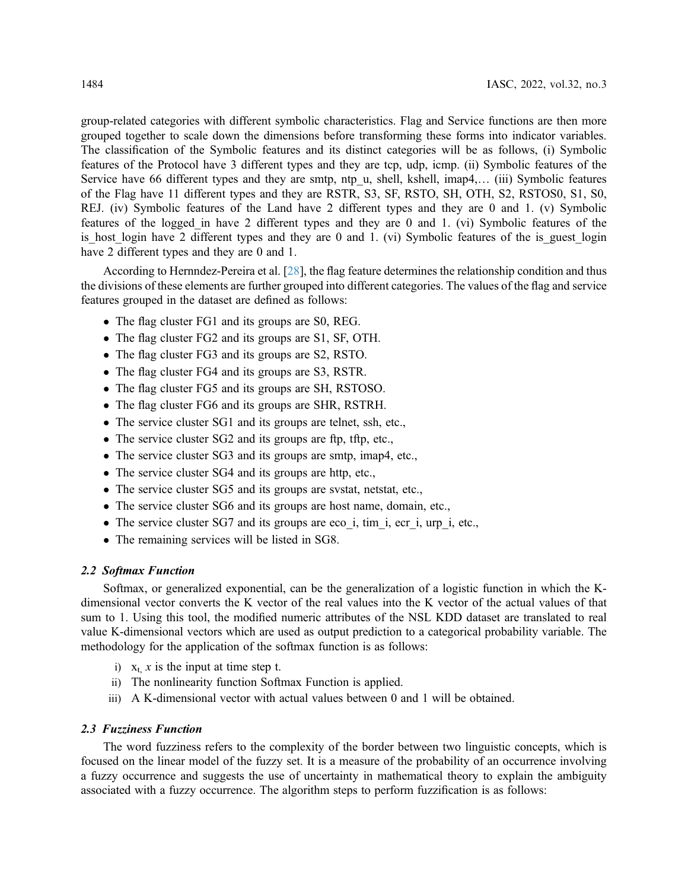group-related categories with different symbolic characteristics. Flag and Service functions are then more grouped together to scale down the dimensions before transforming these forms into indicator variables. The classification of the Symbolic features and its distinct categories will be as follows, (i) Symbolic features of the Protocol have 3 different types and they are tcp, udp, icmp. (ii) Symbolic features of the Service have 66 different types and they are smtp, ntp_u, shell, kshell, imap4,… (iii) Symbolic features of the Flag have 11 different types and they are RSTR, S3, SF, RSTO, SH, OTH, S2, RSTOS0, S1, S0, REJ. (iv) Symbolic features of the Land have 2 different types and they are 0 and 1. (v) Symbolic features of the logged_in have 2 different types and they are 0 and 1. (vi) Symbolic features of the is_host_login have 2 different types and they are 0 and 1. (vi) Symbolic features of the is_guest_login have 2 different types and they are 0 and 1.

According to Hernndez-Pereira et al. [28], the flag feature determines the relationship condition and thus the divisions of these elements are further grouped into different categories. The values of the flag and service features grouped in the dataset are defined as follows:

- The flag cluster FG1 and its groups are S0, REG.
- The flag cluster FG2 and its groups are S1, SF, OTH.
- The flag cluster FG3 and its groups are S2, RSTO.
- The flag cluster FG4 and its groups are S3, RSTR.
- The flag cluster FG5 and its groups are SH, RSTOSO.
- The flag cluster FG6 and its groups are SHR, RSTRH.
- The service cluster SG1 and its groups are telnet, ssh, etc.,
- The service cluster SG2 and its groups are ftp, tftp, etc.,
- The service cluster SG3 and its groups are smtp, imap4, etc.,
- The service cluster SG4 and its groups are http, etc.,
- The service cluster SG5 and its groups are svstat, netstat, etc.,
- The service cluster SG6 and its groups are host name, domain, etc.,
- The service cluster SG7 and its groups are eco_i, tim_i, ecr_i, urp_i, etc.,
- The remaining services will be listed in SG8.

### 2.2 Softmax Function

Softmax, or generalized exponential, can be the generalization of a logistic function in which the K-dimensional vector converts the K vector of the real values into the K vector of the actual values of that sum to 1. Using this tool, the modified numeric attributes of the NSL KDD dataset are translated to real value K-dimensional vectors which are used as output prediction to a categorical probability variable. The methodology for the application of the softmax function is as follows:

i) $x_t$, $x$ is the input at time step t.
ii) The nonlinearity function Softmax Function is applied.
iii) A K-dimensional vector with actual values between 0 and 1 will be obtained.

### 2.3 Fuzziness Function

The word fuzziness refers to the complexity of the border between two linguistic concepts, which is focused on the linear model of the fuzzy set. It is a measure of the probability of an occurrence involving a fuzzy occurrence and suggests the use of uncertainty in mathematical theory to explain the ambiguity associated with a fuzzy occurrence. The algorithm steps to perform fuzzification is as follows: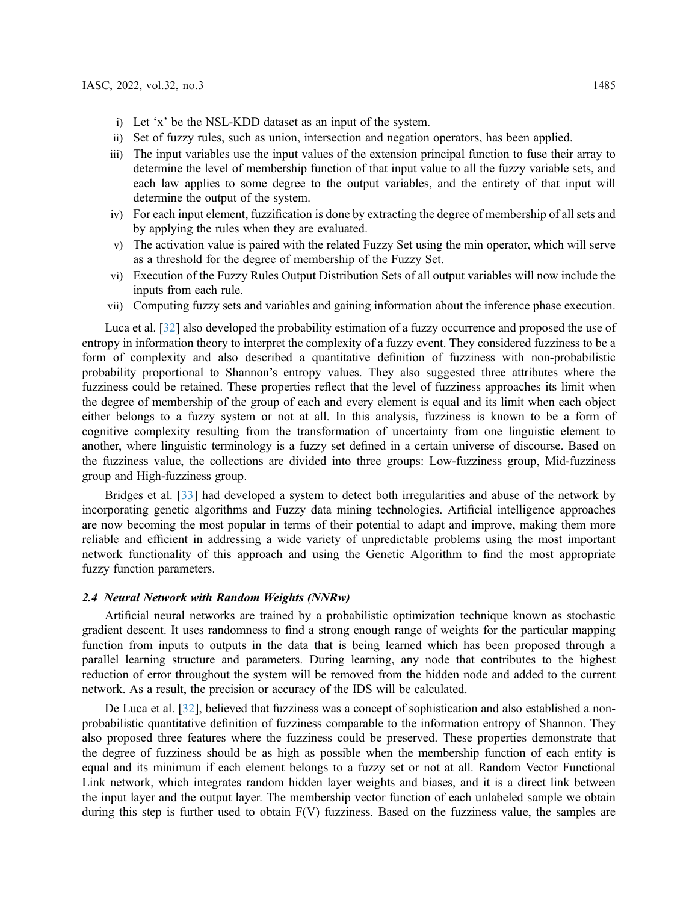i) Let 'x' be the NSL-KDD dataset as an input of the system.
ii) Set of fuzzy rules, such as union, intersection and negation operators, has been applied.
iii) The input variables use the input values of the extension principal function to fuse their array to determine the level of membership function of that input value to all the fuzzy variable sets, and each law applies to some degree to the output variables, and the entirety of that input will determine the output of the system.
iv) For each input element, fuzzification is done by extracting the degree of membership of all sets and by applying the rules when they are evaluated.
v) The activation value is paired with the related Fuzzy Set using the min operator, which will serve as a threshold for the degree of membership of the Fuzzy Set.
vi) Execution of the Fuzzy Rules Output Distribution Sets of all output variables will now include the inputs from each rule.
vii) Computing fuzzy sets and variables and gaining information about the inference phase execution.

Luca et al. [32] also developed the probability estimation of a fuzzy occurrence and proposed the use of entropy in information theory to interpret the complexity of a fuzzy event. They considered fuzziness to be a form of complexity and also described a quantitative definition of fuzziness with non-probabilistic probability proportional to Shannon's entropy values. They also suggested three attributes where the fuzziness could be retained. These properties reflect that the level of fuzziness approaches its limit when the degree of membership of the group of each and every element is equal and its limit when each object either belongs to a fuzzy system or not at all. In this analysis, fuzziness is known to be a form of cognitive complexity resulting from the transformation of uncertainty from one linguistic element to another, where linguistic terminology is a fuzzy set defined in a certain universe of discourse. Based on the fuzziness value, the collections are divided into three groups: Low-fuzziness group, Mid-fuzziness group and High-fuzziness group.

Bridges et al. [33] had developed a system to detect both irregularities and abuse of the network by incorporating genetic algorithms and Fuzzy data mining technologies. Artificial intelligence approaches are now becoming the most popular in terms of their potential to adapt and improve, making them more reliable and efficient in addressing a wide variety of unpredictable problems using the most important network functionality of this approach and using the Genetic Algorithm to find the most appropriate fuzzy function parameters.

### 2.4 Neural Network with Random Weights (NNRw)

Artificial neural networks are trained by a probabilistic optimization technique known as stochastic gradient descent. It uses randomness to find a strong enough range of weights for the particular mapping function from inputs to outputs in the data that is being learned which has been proposed through a parallel learning structure and parameters. During learning, any node that contributes to the highest reduction of error throughout the system will be removed from the hidden node and added to the current network. As a result, the precision or accuracy of the IDS will be calculated.

De Luca et al. [32], believed that fuzziness was a concept of sophistication and also established a non-probabilistic quantitative definition of fuzziness comparable to the information entropy of Shannon. They also proposed three features where the fuzziness could be preserved. These properties demonstrate that the degree of fuzziness should be as high as possible when the membership function of each entity is equal and its minimum if each element belongs to a fuzzy set or not at all. Random Vector Functional Link network, which integrates random hidden layer weights and biases, and it is a direct link between the input layer and the output layer. The membership vector function of each unlabeled sample we obtain during this step is further used to obtain F(V) fuzziness. Based on the fuzziness value, the samples are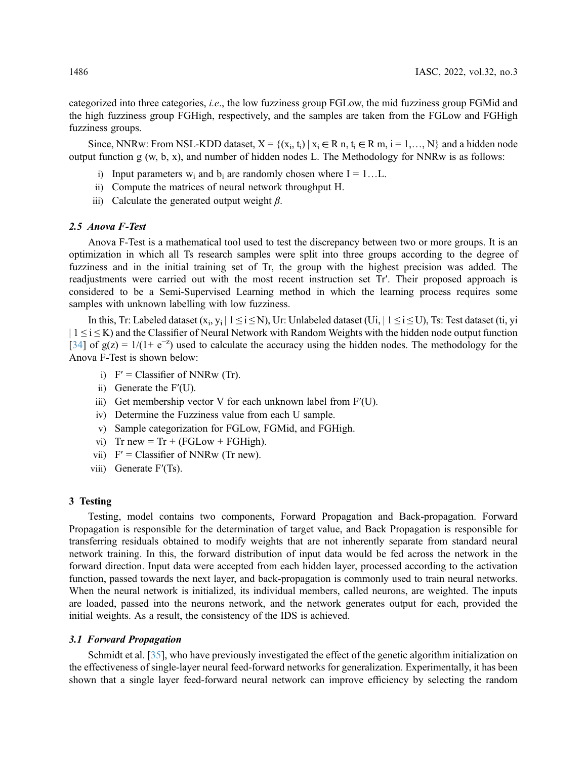categorized into three categories, *i.e*., the low fuzziness group FGLow, the mid fuzziness group FGMid and the high fuzziness group FGHigh, respectively, and the samples are taken from the FGLow and FGHigh fuzziness groups.

Since, NNRw: From NSL-KDD dataset, $X = \{(x_i, t_i) \mid x_i \in R\ n, t_i \in R\ m, i = 1,\ldots, N\}$ and a hidden node output function g (w, b, x), and number of hidden nodes L. The Methodology for NNRw is as follows:

i) Input parameters $w_i$ and $b_i$ are randomly chosen where I = 1…L.
ii) Compute the matrices of neural network throughput H.
iii) Calculate the generated output weight $\beta$.

### *2.5 Anova F-Test*

Anova F-Test is a mathematical tool used to test the discrepancy between two or more groups. It is an optimization in which all Ts research samples were split into three groups according to the degree of fuzziness and in the initial training set of Tr, the group with the highest precision was added. The readjustments were carried out with the most recent instruction set Tr′. Their proposed approach is considered to be a Semi-Supervised Learning method in which the learning process requires some samples with unknown labelling with low fuzziness.

In this, Tr: Labeled dataset ($x_i$, $y_i$ | $1 \le i \le N$), Ur: Unlabeled dataset (Ui, | $1 \le i \le U$), Ts: Test dataset (ti, yi | $1 \le i \le K$) and the Classifier of Neural Network with Random Weights with the hidden node output function [34] of $g(z) = 1/(1+ e^{-z})$ used to calculate the accuracy using the hidden nodes. The methodology for the Anova F-Test is shown below:

i) F′ = Classifier of NNRw (Tr).
ii) Generate the F′(U).
iii) Get membership vector V for each unknown label from F′(U).
iv) Determine the Fuzziness value from each U sample.
v) Sample categorization for FGLow, FGMid, and FGHigh.
vi) Tr new = Tr + (FGLow + FGHigh).
vii) F′ = Classifier of NNRw (Tr new).
viii) Generate F′(Ts).

## 3 Testing

Testing, model contains two components, Forward Propagation and Back-propagation. Forward Propagation is responsible for the determination of target value, and Back Propagation is responsible for transferring residuals obtained to modify weights that are not inherently separate from standard neural network training. In this, the forward distribution of input data would be fed across the network in the forward direction. Input data were accepted from each hidden layer, processed according to the activation function, passed towards the next layer, and back-propagation is commonly used to train neural networks. When the neural network is initialized, its individual members, called neurons, are weighted. The inputs are loaded, passed into the neurons network, and the network generates output for each, provided the initial weights. As a result, the consistency of the IDS is achieved.

### *3.1 Forward Propagation*

Schmidt et al. [35], who have previously investigated the effect of the genetic algorithm initialization on the effectiveness of single-layer neural feed-forward networks for generalization. Experimentally, it has been shown that a single layer feed-forward neural network can improve efficiency by selecting the random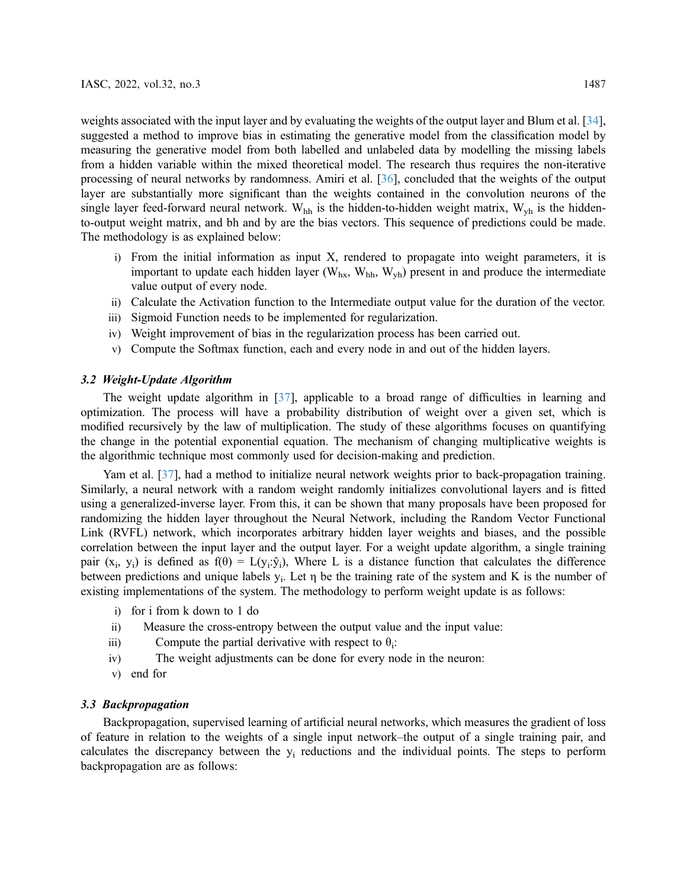weights associated with the input layer and by evaluating the weights of the output layer and Blum et al. [34], suggested a method to improve bias in estimating the generative model from the classification model by measuring the generative model from both labelled and unlabeled data by modelling the missing labels from a hidden variable within the mixed theoretical model. The research thus requires the non-iterative processing of neural networks by randomness. Amiri et al. [36], concluded that the weights of the output layer are substantially more significant than the weights contained in the convolution neurons of the single layer feed-forward neural network. $W_{hh}$ is the hidden-to-hidden weight matrix, $W_{yh}$ is the hidden-to-output weight matrix, and bh and by are the bias vectors. This sequence of predictions could be made. The methodology is as explained below:

i) From the initial information as input X, rendered to propagate into weight parameters, it is important to update each hidden layer ($W_{hx}$, $W_{hh}$, $W_{yh}$) present in and produce the intermediate value output of every node.
ii) Calculate the Activation function to the Intermediate output value for the duration of the vector.
iii) Sigmoid Function needs to be implemented for regularization.
iv) Weight improvement of bias in the regularization process has been carried out.
v) Compute the Softmax function, each and every node in and out of the hidden layers.

### 3.2 Weight-Update Algorithm

The weight update algorithm in [37], applicable to a broad range of difficulties in learning and optimization. The process will have a probability distribution of weight over a given set, which is modified recursively by the law of multiplication. The study of these algorithms focuses on quantifying the change in the potential exponential equation. The mechanism of changing multiplicative weights is the algorithmic technique most commonly used for decision-making and prediction.

Yam et al. [37], had a method to initialize neural network weights prior to back-propagation training. Similarly, a neural network with a random weight randomly initializes convolutional layers and is fitted using a generalized-inverse layer. From this, it can be shown that many proposals have been proposed for randomizing the hidden layer throughout the Neural Network, including the Random Vector Functional Link (RVFL) network, which incorporates arbitrary hidden layer weights and biases, and the possible correlation between the input layer and the output layer. For a weight update algorithm, a single training pair ($x_i$, $y_i$) is defined as $f(\theta) = L(y_i{:}\hat{y}_i)$, Where L is a distance function that calculates the difference between predictions and unique labels $y_i$. Let $\eta$ be the training rate of the system and K is the number of existing implementations of the system. The methodology to perform weight update is as follows:

i) for i from k down to 1 do
ii) Measure the cross-entropy between the output value and the input value:
iii) Compute the partial derivative with respect to $\theta_i$:
iv) The weight adjustments can be done for every node in the neuron:
v) end for

### 3.3 Backpropagation

Backpropagation, supervised learning of artificial neural networks, which measures the gradient of loss of feature in relation to the weights of a single input network–the output of a single training pair, and calculates the discrepancy between the $y_i$ reductions and the individual points. The steps to perform backpropagation are as follows: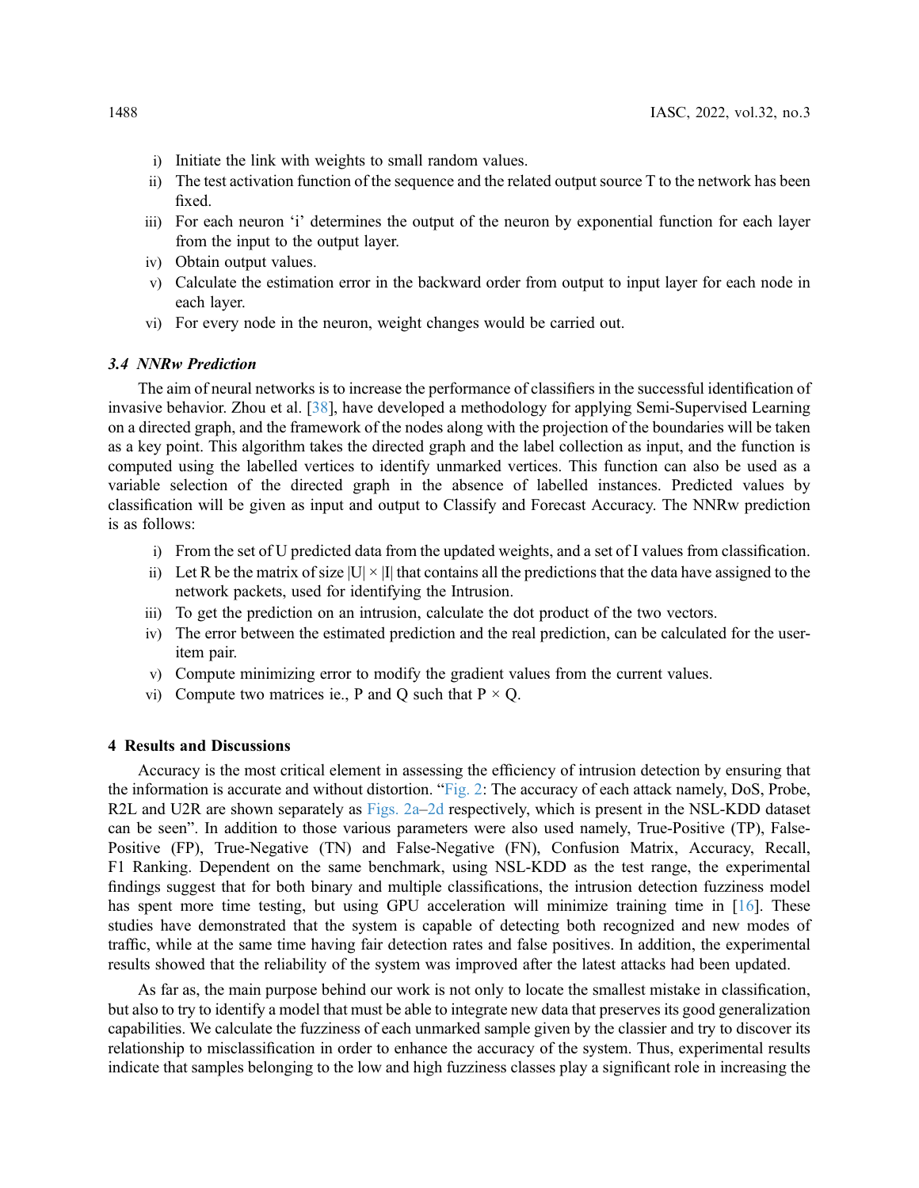i) Initiate the link with weights to small random values.
ii) The test activation function of the sequence and the related output source T to the network has been fixed.
iii) For each neuron 'i' determines the output of the neuron by exponential function for each layer from the input to the output layer.
iv) Obtain output values.
v) Calculate the estimation error in the backward order from output to input layer for each node in each layer.
vi) For every node in the neuron, weight changes would be carried out.

### *3.4 NNRw Prediction*

The aim of neural networks is to increase the performance of classifiers in the successful identification of invasive behavior. Zhou et al. [38], have developed a methodology for applying Semi-Supervised Learning on a directed graph, and the framework of the nodes along with the projection of the boundaries will be taken as a key point. This algorithm takes the directed graph and the label collection as input, and the function is computed using the labelled vertices to identify unmarked vertices. This function can also be used as a variable selection of the directed graph in the absence of labelled instances. Predicted values by classification will be given as input and output to Classify and Forecast Accuracy. The NNRw prediction is as follows:

i) From the set of U predicted data from the updated weights, and a set of I values from classification.
ii) Let R be the matrix of size $|U| \times |I|$ that contains all the predictions that the data have assigned to the network packets, used for identifying the Intrusion.
iii) To get the prediction on an intrusion, calculate the dot product of the two vectors.
iv) The error between the estimated prediction and the real prediction, can be calculated for the user-item pair.
v) Compute minimizing error to modify the gradient values from the current values.
vi) Compute two matrices ie., P and Q such that $P \times Q$.

## 4 Results and Discussions

Accuracy is the most critical element in assessing the efficiency of intrusion detection by ensuring that the information is accurate and without distortion. "Fig. 2: The accuracy of each attack namely, DoS, Probe, R2L and U2R are shown separately as Figs. 2a–2d respectively, which is present in the NSL-KDD dataset can be seen". In addition to those various parameters were also used namely, True-Positive (TP), False-Positive (FP), True-Negative (TN) and False-Negative (FN), Confusion Matrix, Accuracy, Recall, F1 Ranking. Dependent on the same benchmark, using NSL-KDD as the test range, the experimental findings suggest that for both binary and multiple classifications, the intrusion detection fuzziness model has spent more time testing, but using GPU acceleration will minimize training time in [16]. These studies have demonstrated that the system is capable of detecting both recognized and new modes of traffic, while at the same time having fair detection rates and false positives. In addition, the experimental results showed that the reliability of the system was improved after the latest attacks had been updated.

As far as, the main purpose behind our work is not only to locate the smallest mistake in classification, but also to try to identify a model that must be able to integrate new data that preserves its good generalization capabilities. We calculate the fuzziness of each unmarked sample given by the classier and try to discover its relationship to misclassification in order to enhance the accuracy of the system. Thus, experimental results indicate that samples belonging to the low and high fuzziness classes play a significant role in increasing the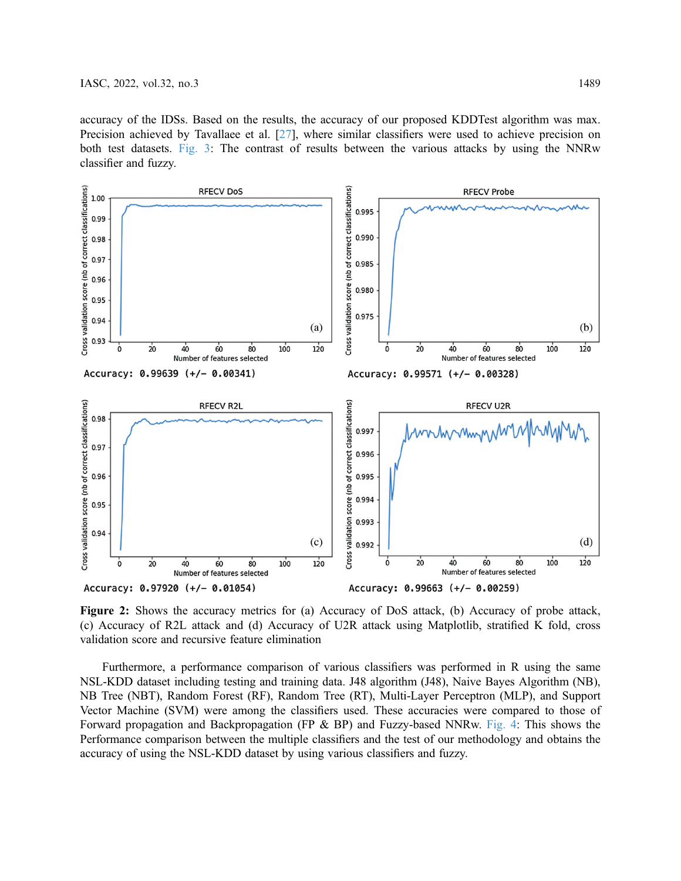accuracy of the IDSs. Based on the results, the accuracy of our proposed KDDTest algorithm was max. Precision achieved by Tavallaee et al. [27], where similar classifiers were used to achieve precision on both test datasets. Fig. 3: The contrast of results between the various attacks by using the NNRw classifier and fuzzy.

Accuracy: 0.99639 (+/- 0.00341)

Accuracy: 0.99571 (+/- 0.00328)

Accuracy: 0.97920 (+/- 0.01054)

Accuracy: 0.99663 (+/- 0.00259)

**Figure 2:** Shows the accuracy metrics for (a) Accuracy of DoS attack, (b) Accuracy of probe attack, (c) Accuracy of R2L attack and (d) Accuracy of U2R attack using Matplotlib, stratified K fold, cross validation score and recursive feature elimination

Furthermore, a performance comparison of various classifiers was performed in R using the same NSL-KDD dataset including testing and training data. J48 algorithm (J48), Naive Bayes Algorithm (NB), NB Tree (NBT), Random Forest (RF), Random Tree (RT), Multi-Layer Perceptron (MLP), and Support Vector Machine (SVM) were among the classifiers used. These accuracies were compared to those of Forward propagation and Backpropagation (FP & BP) and Fuzzy-based NNRw. Fig. 4: This shows the Performance comparison between the multiple classifiers and the test of our methodology and obtains the accuracy of using the NSL-KDD dataset by using various classifiers and fuzzy.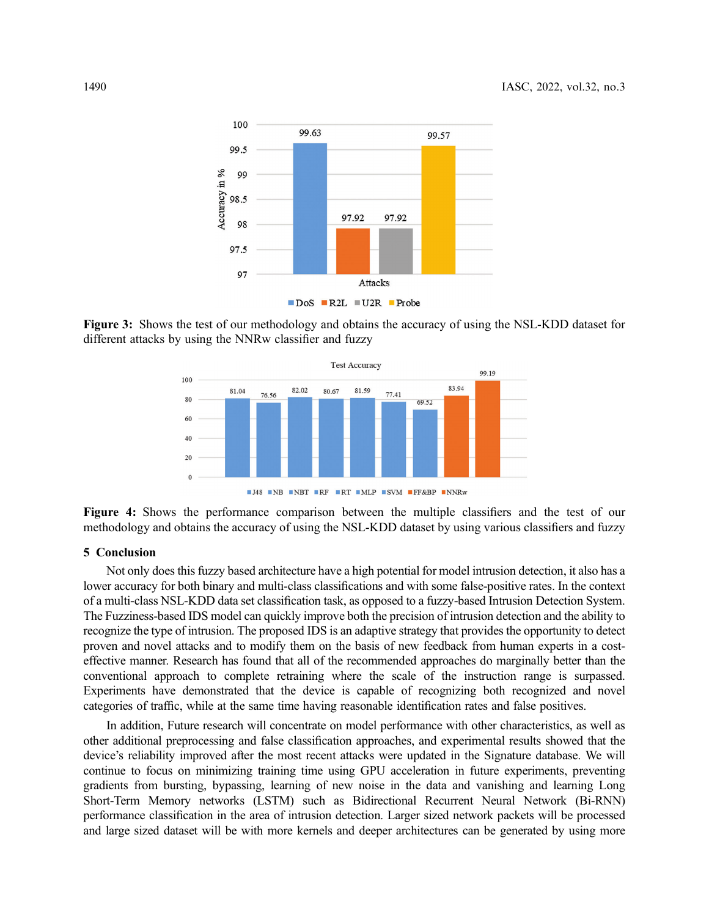100
99.5
99
98.5
98
97.5
97
Accuracy in %
99.63
97.92
97.92
99.57
Attacks
DoS R2L U2R Probe

**Figure 3:** Shows the test of our methodology and obtains the accuracy of using the NSL-KDD dataset for different attacks by using the NNRw classifier and fuzzy

Test Accuracy
100
80
60
40
20
0
81.04
76.56
82.02
80.67
81.59
77.41
69.52
83.94
99.19
J48 NB NBT RF RT MLP SVM FF&BP NNRw

**Figure 4:** Shows the performance comparison between the multiple classifiers and the test of our methodology and obtains the accuracy of using the NSL-KDD dataset by using various classifiers and fuzzy

## 5 Conclusion

Not only does this fuzzy based architecture have a high potential for model intrusion detection, it also has a lower accuracy for both binary and multi-class classifications and with some false-positive rates. In the context of a multi-class NSL-KDD data set classification task, as opposed to a fuzzy-based Intrusion Detection System. The Fuzziness-based IDS model can quickly improve both the precision of intrusion detection and the ability to recognize the type of intrusion. The proposed IDS is an adaptive strategy that provides the opportunity to detect proven and novel attacks and to modify them on the basis of new feedback from human experts in a cost-effective manner. Research has found that all of the recommended approaches do marginally better than the conventional approach to complete retraining where the scale of the instruction range is surpassed. Experiments have demonstrated that the device is capable of recognizing both recognized and novel categories of traffic, while at the same time having reasonable identification rates and false positives.

In addition, Future research will concentrate on model performance with other characteristics, as well as other additional preprocessing and false classification approaches, and experimental results showed that the device's reliability improved after the most recent attacks were updated in the Signature database. We will continue to focus on minimizing training time using GPU acceleration in future experiments, preventing gradients from bursting, bypassing, learning of new noise in the data and vanishing and learning Long Short-Term Memory networks (LSTM) such as Bidirectional Recurrent Neural Network (Bi-RNN) performance classification in the area of intrusion detection. Larger sized network packets will be processed and large sized dataset will be with more kernels and deeper architectures can be generated by using more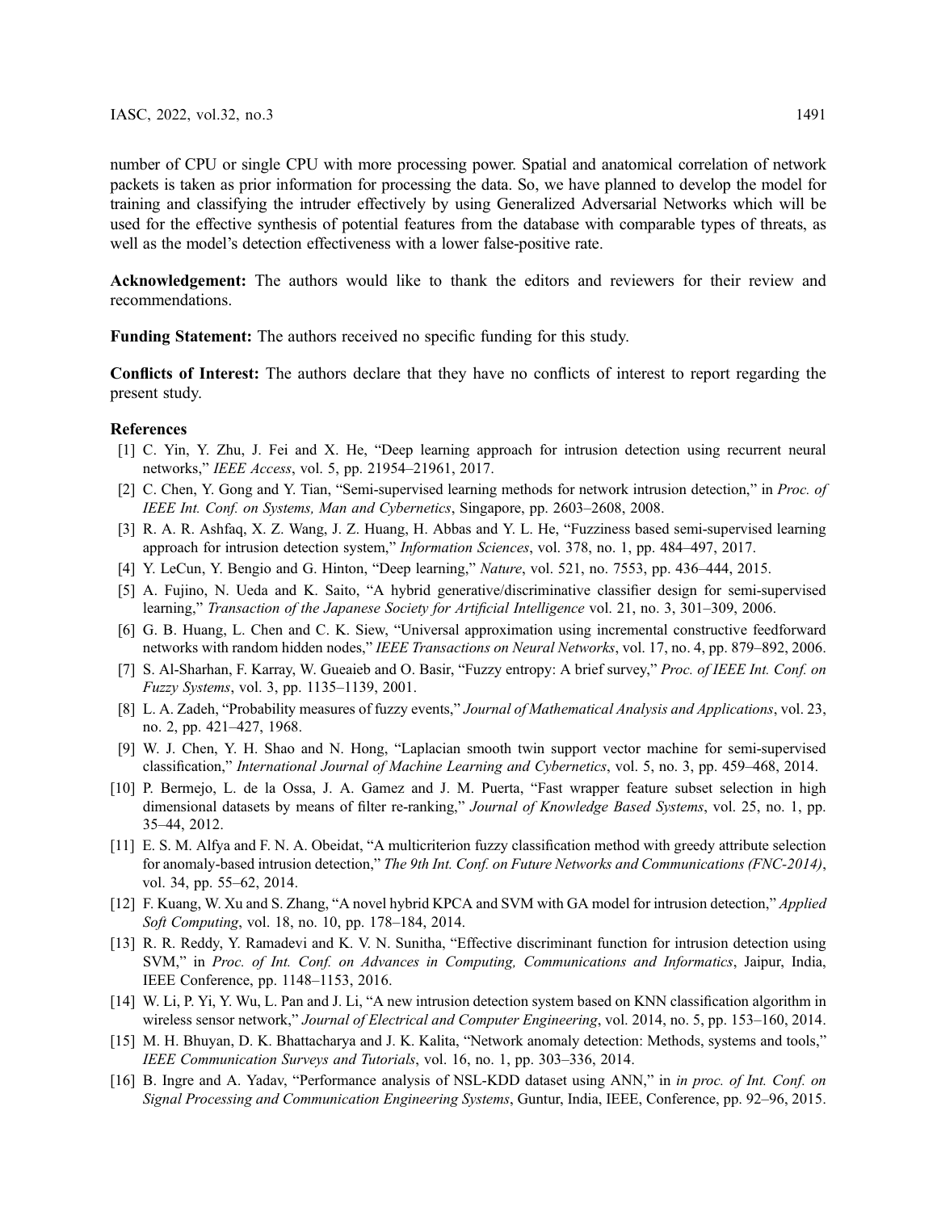number of CPU or single CPU with more processing power. Spatial and anatomical correlation of network packets is taken as prior information for processing the data. So, we have planned to develop the model for training and classifying the intruder effectively by using Generalized Adversarial Networks which will be used for the effective synthesis of potential features from the database with comparable types of threats, as well as the model's detection effectiveness with a lower false-positive rate.

**Acknowledgement:** The authors would like to thank the editors and reviewers for their review and recommendations.

**Funding Statement:** The authors received no specific funding for this study.

**Conflicts of Interest:** The authors declare that they have no conflicts of interest to report regarding the present study.

## References

[1] C. Yin, Y. Zhu, J. Fei and X. He, "Deep learning approach for intrusion detection using recurrent neural networks," *IEEE Access*, vol. 5, pp. 21954–21961, 2017.

[2] C. Chen, Y. Gong and Y. Tian, "Semi-supervised learning methods for network intrusion detection," in *Proc. of IEEE Int. Conf. on Systems, Man and Cybernetics*, Singapore, pp. 2603–2608, 2008.

[3] R. A. R. Ashfaq, X. Z. Wang, J. Z. Huang, H. Abbas and Y. L. He, "Fuzziness based semi-supervised learning approach for intrusion detection system," *Information Sciences*, vol. 378, no. 1, pp. 484–497, 2017.

[4] Y. LeCun, Y. Bengio and G. Hinton, "Deep learning," *Nature*, vol. 521, no. 7553, pp. 436–444, 2015.

[5] A. Fujino, N. Ueda and K. Saito, "A hybrid generative/discriminative classifier design for semi-supervised learning," *Transaction of the Japanese Society for Artificial Intelligence* vol. 21, no. 3, 301–309, 2006.

[6] G. B. Huang, L. Chen and C. K. Siew, "Universal approximation using incremental constructive feedforward networks with random hidden nodes," *IEEE Transactions on Neural Networks*, vol. 17, no. 4, pp. 879–892, 2006.

[7] S. Al-Sharhan, F. Karray, W. Gueaieb and O. Basir, "Fuzzy entropy: A brief survey," *Proc. of IEEE Int. Conf. on Fuzzy Systems*, vol. 3, pp. 1135–1139, 2001.

[8] L. A. Zadeh, "Probability measures of fuzzy events," *Journal of Mathematical Analysis and Applications*, vol. 23, no. 2, pp. 421–427, 1968.

[9] W. J. Chen, Y. H. Shao and N. Hong, "Laplacian smooth twin support vector machine for semi-supervised classification," *International Journal of Machine Learning and Cybernetics*, vol. 5, no. 3, pp. 459–468, 2014.

[10] P. Bermejo, L. de la Ossa, J. A. Gamez and J. M. Puerta, "Fast wrapper feature subset selection in high dimensional datasets by means of filter re-ranking," *Journal of Knowledge Based Systems*, vol. 25, no. 1, pp. 35–44, 2012.

[11] E. S. M. Alfya and F. N. A. Obeidat, "A multicriterion fuzzy classification method with greedy attribute selection for anomaly-based intrusion detection," *The 9th Int. Conf. on Future Networks and Communications (FNC-2014)*, vol. 34, pp. 55–62, 2014.

[12] F. Kuang, W. Xu and S. Zhang, "A novel hybrid KPCA and SVM with GA model for intrusion detection," *Applied Soft Computing*, vol. 18, no. 10, pp. 178–184, 2014.

[13] R. R. Reddy, Y. Ramadevi and K. V. N. Sunitha, "Effective discriminant function for intrusion detection using SVM," in *Proc. of Int. Conf. on Advances in Computing, Communications and Informatics*, Jaipur, India, IEEE Conference, pp. 1148–1153, 2016.

[14] W. Li, P. Yi, Y. Wu, L. Pan and J. Li, "A new intrusion detection system based on KNN classification algorithm in wireless sensor network," *Journal of Electrical and Computer Engineering*, vol. 2014, no. 5, pp. 153–160, 2014.

[15] M. H. Bhuyan, D. K. Bhattacharya and J. K. Kalita, "Network anomaly detection: Methods, systems and tools," *IEEE Communication Surveys and Tutorials*, vol. 16, no. 1, pp. 303–336, 2014.

[16] B. Ingre and A. Yadav, "Performance analysis of NSL-KDD dataset using ANN," in *in proc. of Int. Conf. on Signal Processing and Communication Engineering Systems*, Guntur, India, IEEE, Conference, pp. 92–96, 2015.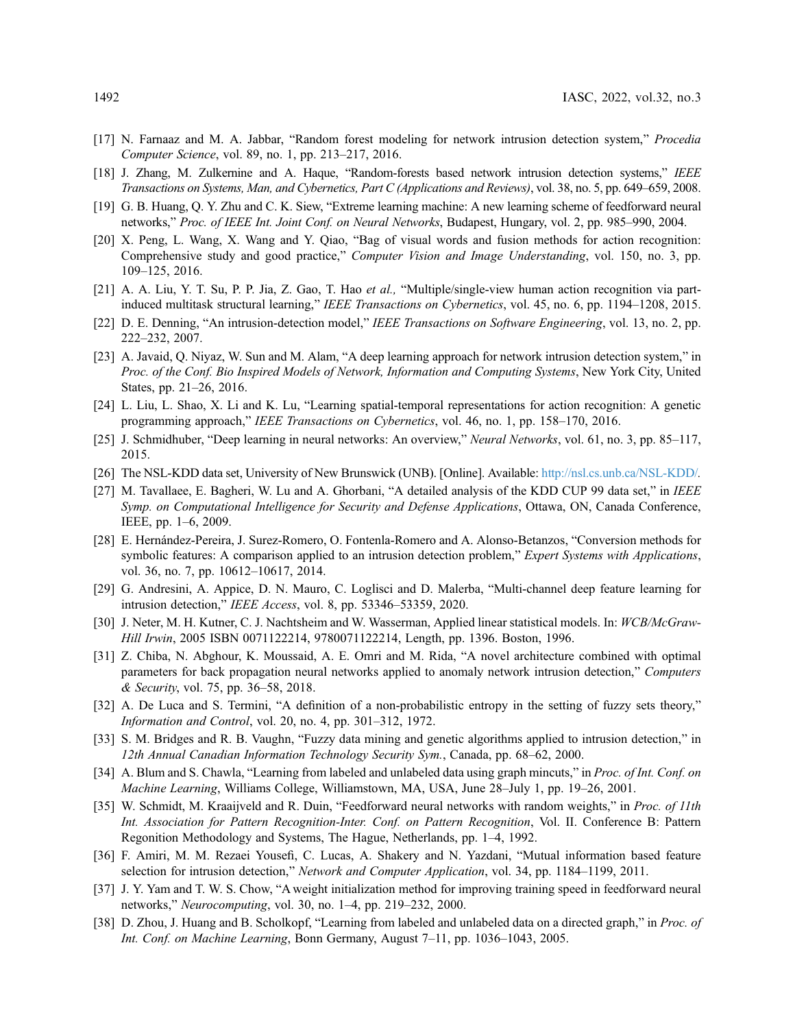[17] N. Farnaaz and M. A. Jabbar, "Random forest modeling for network intrusion detection system," *Procedia Computer Science*, vol. 89, no. 1, pp. 213–217, 2016.

[18] J. Zhang, M. Zulkernine and A. Haque, "Random-forests based network intrusion detection systems," *IEEE Transactions on Systems, Man, and Cybernetics, Part C (Applications and Reviews)*, vol. 38, no. 5, pp. 649–659, 2008.

[19] G. B. Huang, Q. Y. Zhu and C. K. Siew, "Extreme learning machine: A new learning scheme of feedforward neural networks," *Proc. of IEEE Int. Joint Conf. on Neural Networks*, Budapest, Hungary, vol. 2, pp. 985–990, 2004.

[20] X. Peng, L. Wang, X. Wang and Y. Qiao, "Bag of visual words and fusion methods for action recognition: Comprehensive study and good practice," *Computer Vision and Image Understanding*, vol. 150, no. 3, pp. 109–125, 2016.

[21] A. A. Liu, Y. T. Su, P. P. Jia, Z. Gao, T. Hao *et al.,* "Multiple/single-view human action recognition via part-induced multitask structural learning," *IEEE Transactions on Cybernetics*, vol. 45, no. 6, pp. 1194–1208, 2015.

[22] D. E. Denning, "An intrusion-detection model," *IEEE Transactions on Software Engineering*, vol. 13, no. 2, pp. 222–232, 2007.

[23] A. Javaid, Q. Niyaz, W. Sun and M. Alam, "A deep learning approach for network intrusion detection system," in *Proc. of the Conf. Bio Inspired Models of Network, Information and Computing Systems*, New York City, United States, pp. 21–26, 2016.

[24] L. Liu, L. Shao, X. Li and K. Lu, "Learning spatial-temporal representations for action recognition: A genetic programming approach," *IEEE Transactions on Cybernetics*, vol. 46, no. 1, pp. 158–170, 2016.

[25] J. Schmidhuber, "Deep learning in neural networks: An overview," *Neural Networks*, vol. 61, no. 3, pp. 85–117, 2015.

[26] The NSL-KDD data set, University of New Brunswick (UNB). [Online]. Available: http://nsl.cs.unb.ca/NSL-KDD/.

[27] M. Tavallaee, E. Bagheri, W. Lu and A. Ghorbani, "A detailed analysis of the KDD CUP 99 data set," in *IEEE Symp. on Computational Intelligence for Security and Defense Applications*, Ottawa, ON, Canada Conference, IEEE, pp. 1–6, 2009.

[28] E. Hernández-Pereira, J. Surez-Romero, O. Fontenla-Romero and A. Alonso-Betanzos, "Conversion methods for symbolic features: A comparison applied to an intrusion detection problem," *Expert Systems with Applications*, vol. 36, no. 7, pp. 10612–10617, 2014.

[29] G. Andresini, A. Appice, D. N. Mauro, C. Loglisci and D. Malerba, "Multi-channel deep feature learning for intrusion detection," *IEEE Access*, vol. 8, pp. 53346–53359, 2020.

[30] J. Neter, M. H. Kutner, C. J. Nachtsheim and W. Wasserman, Applied linear statistical models. In: *WCB/McGraw-Hill Irwin*, 2005 ISBN 0071122214, 9780071122214, Length, pp. 1396. Boston, 1996.

[31] Z. Chiba, N. Abghour, K. Moussaid, A. E. Omri and M. Rida, "A novel architecture combined with optimal parameters for back propagation neural networks applied to anomaly network intrusion detection," *Computers & Security*, vol. 75, pp. 36–58, 2018.

[32] A. De Luca and S. Termini, "A definition of a non-probabilistic entropy in the setting of fuzzy sets theory," *Information and Control*, vol. 20, no. 4, pp. 301–312, 1972.

[33] S. M. Bridges and R. B. Vaughn, "Fuzzy data mining and genetic algorithms applied to intrusion detection," in *12th Annual Canadian Information Technology Security Sym.*, Canada, pp. 68–62, 2000.

[34] A. Blum and S. Chawla, "Learning from labeled and unlabeled data using graph mincuts," in *Proc. of Int. Conf. on Machine Learning*, Williams College, Williamstown, MA, USA, June 28–July 1, pp. 19–26, 2001.

[35] W. Schmidt, M. Kraaijveld and R. Duin, "Feedforward neural networks with random weights," in *Proc. of 11th Int. Association for Pattern Recognition-Inter. Conf. on Pattern Recognition*, Vol. II. Conference B: Pattern Regonition Methodology and Systems, The Hague, Netherlands, pp. 1–4, 1992.

[36] F. Amiri, M. M. Rezaei Yousefi, C. Lucas, A. Shakery and N. Yazdani, "Mutual information based feature selection for intrusion detection," *Network and Computer Application*, vol. 34, pp. 1184–1199, 2011.

[37] J. Y. Yam and T. W. S. Chow, "A weight initialization method for improving training speed in feedforward neural networks," *Neurocomputing*, vol. 30, no. 1–4, pp. 219–232, 2000.

[38] D. Zhou, J. Huang and B. Scholkopf, "Learning from labeled and unlabeled data on a directed graph," in *Proc. of Int. Conf. on Machine Learning*, Bonn Germany, August 7–11, pp. 1036–1043, 2005.